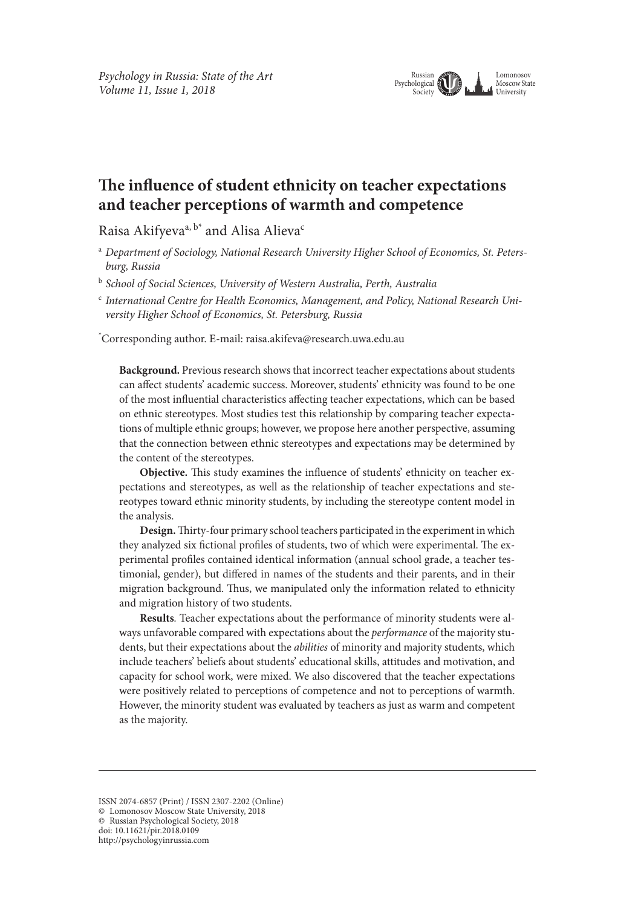# The influence of student ethnicity on teacher expectations and teacher perceptions of warmth and competence

Raisa Akifyeva[a, b*] and Alisa Alieva[c]

[a] *Department of Sociology, National Research University Higher School of Economics, St. Petersburg, Russia*

[b] *School of Social Sciences, University of Western Australia, Perth, Australia*

[c] *International Centre for Health Economics, Management, and Policy, National Research University Higher School of Economics, St. Petersburg, Russia*

[*]Corresponding author. E-mail: raisa.akifeva@research.uwa.edu.au

**Background.** Previous research shows that incorrect teacher expectations about students can affect students' academic success. Moreover, students' ethnicity was found to be one of the most influential characteristics affecting teacher expectations, which can be based on ethnic stereotypes. Most studies test this relationship by comparing teacher expectations of multiple ethnic groups; however, we propose here another perspective, assuming that the connection between ethnic stereotypes and expectations may be determined by the content of the stereotypes.

**Objective.** This study examines the influence of students' ethnicity on teacher expectations and stereotypes, as well as the relationship of teacher expectations and stereotypes toward ethnic minority students, by including the stereotype content model in the analysis.

**Design.** Thirty-four primary school teachers participated in the experiment in which they analyzed six fictional profiles of students, two of which were experimental. The experimental profiles contained identical information (annual school grade, a teacher testimonial, gender), but differed in names of the students and their parents, and in their migration background. Thus, we manipulated only the information related to ethnicity and migration history of two students.

**Results**. Teacher expectations about the performance of minority students were always unfavorable compared with expectations about the *performance* of the majority students, but their expectations about the *abilities* of minority and majority students, which include teachers' beliefs about students' educational skills, attitudes and motivation, and capacity for school work, were mixed. We also discovered that the teacher expectations were positively related to perceptions of competence and not to perceptions of warmth. However, the minority student was evaluated by teachers as just as warm and competent as the majority.

ISSN 2074-6857 (Print) / ISSN 2307-2202 (Online)
© Lomonosov Moscow State University, 2018
© Russian Psychological Society, 2018
doi: 10.11621/pir.2018.0109
http://psychologyinrussia.com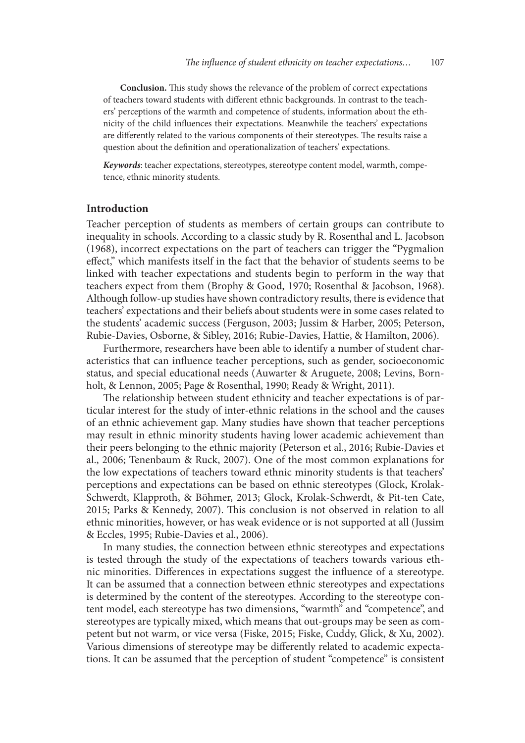**Conclusion.** This study shows the relevance of the problem of correct expectations of teachers toward students with different ethnic backgrounds. In contrast to the teachers' perceptions of the warmth and competence of students, information about the ethnicity of the child influences their expectations. Meanwhile the teachers' expectations are differently related to the various components of their stereotypes. The results raise a question about the definition and operationalization of teachers' expectations.

***Keywords***: teacher expectations, stereotypes, stereotype content model, warmth, competence, ethnic minority students.

## Introduction

Teacher perception of students as members of certain groups can contribute to inequality in schools. According to a classic study by R. Rosenthal and L. Jacobson (1968), incorrect expectations on the part of teachers can trigger the "Pygmalion effect," which manifests itself in the fact that the behavior of students seems to be linked with teacher expectations and students begin to perform in the way that teachers expect from them (Brophy & Good, 1970; Rosenthal & Jacobson, 1968). Although follow-up studies have shown contradictory results, there is evidence that teachers' expectations and their beliefs about students were in some cases related to the students' academic success (Ferguson, 2003; Jussim & Harber, 2005; Peterson, Rubie-Davies, Osborne, & Sibley, 2016; Rubie-Davies, Hattie, & Hamilton, 2006).

Furthermore, researchers have been able to identify a number of student characteristics that can influence teacher perceptions, such as gender, socioeconomic status, and special educational needs (Auwarter & Aruguete, 2008; Levins, Bornholt, & Lennon, 2005; Page & Rosenthal, 1990; Ready & Wright, 2011).

The relationship between student ethnicity and teacher expectations is of particular interest for the study of inter-ethnic relations in the school and the causes of an ethnic achievement gap. Many studies have shown that teacher perceptions may result in ethnic minority students having lower academic achievement than their peers belonging to the ethnic majority (Peterson et al., 2016; Rubie-Davies et al., 2006; Tenenbaum & Ruck, 2007). One of the most common explanations for the low expectations of teachers toward ethnic minority students is that teachers' perceptions and expectations can be based on ethnic stereotypes (Glock, Krolak-Schwerdt, Klapproth, & Böhmer, 2013; Glock, Krolak-Schwerdt, & Pit-ten Cate, 2015; Parks & Kennedy, 2007). This conclusion is not observed in relation to all ethnic minorities, however, or has weak evidence or is not supported at all (Jussim & Eccles, 1995; Rubie-Davies et al., 2006).

In many studies, the connection between ethnic stereotypes and expectations is tested through the study of the expectations of teachers towards various ethnic minorities. Differences in expectations suggest the influence of a stereotype. It can be assumed that a connection between ethnic stereotypes and expectations is determined by the content of the stereotypes. According to the stereotype content model, each stereotype has two dimensions, "warmth" and "competence", and stereotypes are typically mixed, which means that out-groups may be seen as competent but not warm, or vice versa (Fiske, 2015; Fiske, Cuddy, Glick, & Xu, 2002). Various dimensions of stereotype may be differently related to academic expectations. It can be assumed that the perception of student "competence" is consistent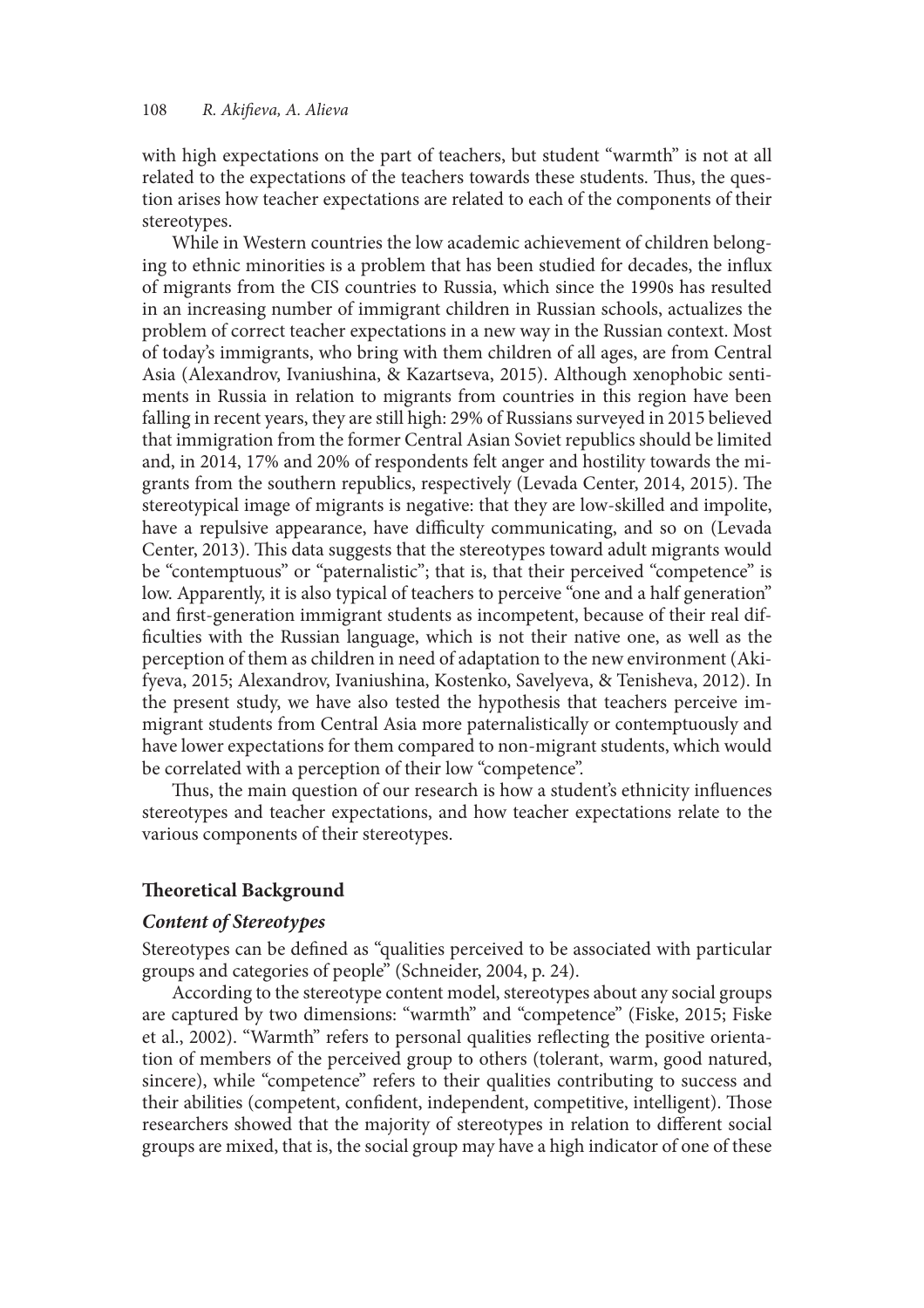with high expectations on the part of teachers, but student "warmth" is not at all related to the expectations of the teachers towards these students. Thus, the question arises how teacher expectations are related to each of the components of their stereotypes.

While in Western countries the low academic achievement of children belonging to ethnic minorities is a problem that has been studied for decades, the influx of migrants from the CIS countries to Russia, which since the 1990s has resulted in an increasing number of immigrant children in Russian schools, actualizes the problem of correct teacher expectations in a new way in the Russian context. Most of today's immigrants, who bring with them children of all ages, are from Central Asia (Alexandrov, Ivaniushina, & Kazartseva, 2015). Although xenophobic sentiments in Russia in relation to migrants from countries in this region have been falling in recent years, they are still high: 29% of Russians surveyed in 2015 believed that immigration from the former Central Asian Soviet republics should be limited and, in 2014, 17% and 20% of respondents felt anger and hostility towards the migrants from the southern republics, respectively (Levada Center, 2014, 2015). The stereotypical image of migrants is negative: that they are low-skilled and impolite, have a repulsive appearance, have difficulty communicating, and so on (Levada Center, 2013). This data suggests that the stereotypes toward adult migrants would be "contemptuous" or "paternalistic"; that is, that their perceived "competence" is low. Apparently, it is also typical of teachers to perceive "one and a half generation" and first-generation immigrant students as incompetent, because of their real difficulties with the Russian language, which is not their native one, as well as the perception of them as children in need of adaptation to the new environment (Akifyeva, 2015; Alexandrov, Ivaniushina, Kostenko, Savelyeva, & Tenisheva, 2012). In the present study, we have also tested the hypothesis that teachers perceive immigrant students from Central Asia more paternalistically or contemptuously and have lower expectations for them compared to non-migrant students, which would be correlated with a perception of their low "competence".

Thus, the main question of our research is how a student's ethnicity influences stereotypes and teacher expectations, and how teacher expectations relate to the various components of their stereotypes.

## Theoretical Background

### *Content of Stereotypes*

Stereotypes can be defined as "qualities perceived to be associated with particular groups and categories of people" (Schneider, 2004, p. 24).

According to the stereotype content model, stereotypes about any social groups are captured by two dimensions: "warmth" and "competence" (Fiske, 2015; Fiske et al., 2002). "Warmth" refers to personal qualities reflecting the positive orientation of members of the perceived group to others (tolerant, warm, good natured, sincere), while "competence" refers to their qualities contributing to success and their abilities (competent, confident, independent, competitive, intelligent). Those researchers showed that the majority of stereotypes in relation to different social groups are mixed, that is, the social group may have a high indicator of one of these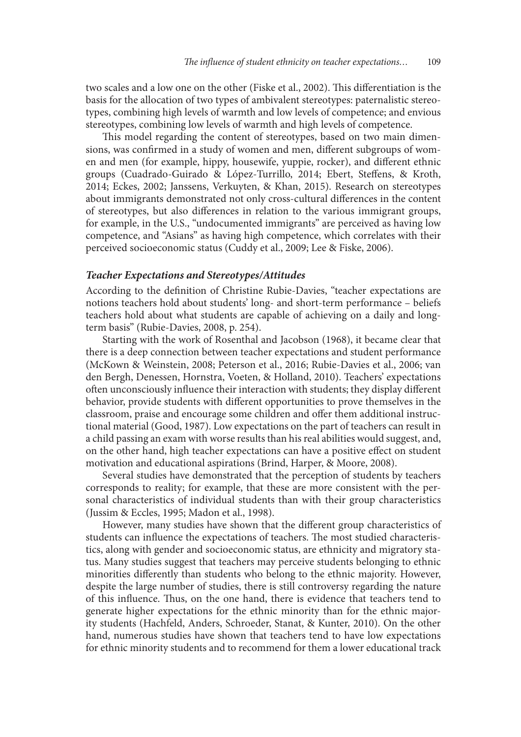two scales and a low one on the other (Fiske et al., 2002). This differentiation is the basis for the allocation of two types of ambivalent stereotypes: paternalistic stereotypes, combining high levels of warmth and low levels of competence; and envious stereotypes, combining low levels of warmth and high levels of competence.

This model regarding the content of stereotypes, based on two main dimensions, was confirmed in a study of women and men, different subgroups of women and men (for example, hippy, housewife, yuppie, rocker), and different ethnic groups (Cuadrado-Guirado & López-Turrillo, 2014; Ebert, Steffens, & Kroth, 2014; Eckes, 2002; Janssens, Verkuyten, & Khan, 2015). Research on stereotypes about immigrants demonstrated not only cross-cultural differences in the content of stereotypes, but also differences in relation to the various immigrant groups, for example, in the U.S., "undocumented immigrants" are perceived as having low competence, and "Asians" as having high competence, which correlates with their perceived socioeconomic status (Cuddy et al., 2009; Lee & Fiske, 2006).

### *Teacher Expectations and Stereotypes/Attitudes*

According to the definition of Christine Rubie-Davies, "teacher expectations are notions teachers hold about students' long- and short-term performance – beliefs teachers hold about what students are capable of achieving on a daily and long-term basis" (Rubie-Davies, 2008, p. 254).

Starting with the work of Rosenthal and Jacobson (1968), it became clear that there is a deep connection between teacher expectations and student performance (McKown & Weinstein, 2008; Peterson et al., 2016; Rubie-Davies et al., 2006; van den Bergh, Denessen, Hornstra, Voeten, & Holland, 2010). Teachers' expectations often unconsciously influence their interaction with students; they display different behavior, provide students with different opportunities to prove themselves in the classroom, praise and encourage some children and offer them additional instructional material (Good, 1987). Low expectations on the part of teachers can result in a child passing an exam with worse results than his real abilities would suggest, and, on the other hand, high teacher expectations can have a positive effect on student motivation and educational aspirations (Brind, Harper, & Moore, 2008).

Several studies have demonstrated that the perception of students by teachers corresponds to reality; for example, that these are more consistent with the personal characteristics of individual students than with their group characteristics (Jussim & Eccles, 1995; Madon et al., 1998).

However, many studies have shown that the different group characteristics of students can influence the expectations of teachers. The most studied characteristics, along with gender and socioeconomic status, are ethnicity and migratory status. Many studies suggest that teachers may perceive students belonging to ethnic minorities differently than students who belong to the ethnic majority. However, despite the large number of studies, there is still controversy regarding the nature of this influence. Thus, on the one hand, there is evidence that teachers tend to generate higher expectations for the ethnic minority than for the ethnic majority students (Hachfeld, Anders, Schroeder, Stanat, & Kunter, 2010). On the other hand, numerous studies have shown that teachers tend to have low expectations for ethnic minority students and to recommend for them a lower educational track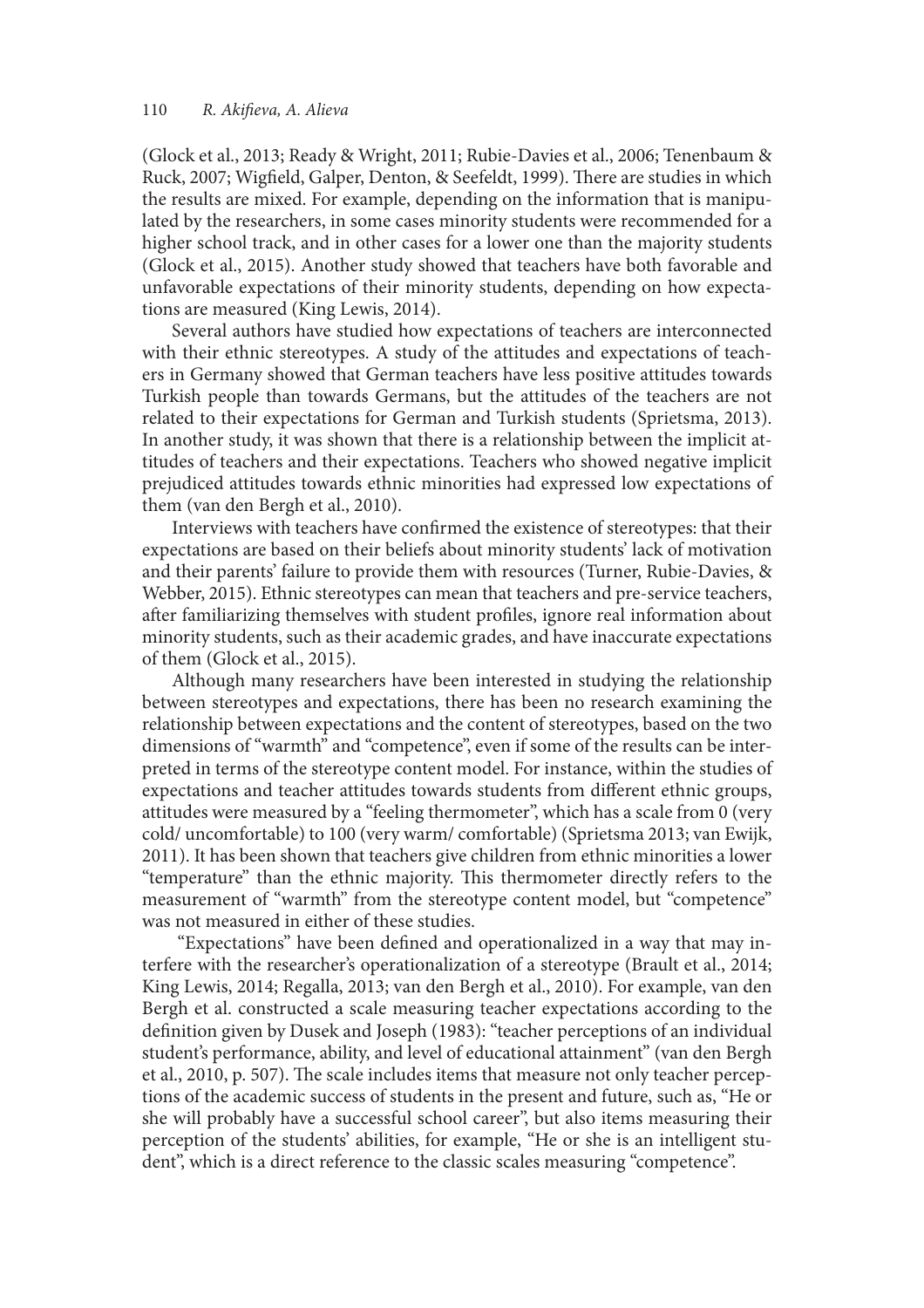(Glock et al., 2013; Ready & Wright, 2011; Rubie-Davies et al., 2006; Tenenbaum & Ruck, 2007; Wigfield, Galper, Denton, & Seefeldt, 1999). There are studies in which the results are mixed. For example, depending on the information that is manipulated by the researchers, in some cases minority students were recommended for a higher school track, and in other cases for a lower one than the majority students (Glock et al., 2015). Another study showed that teachers have both favorable and unfavorable expectations of their minority students, depending on how expectations are measured (King Lewis, 2014).

Several authors have studied how expectations of teachers are interconnected with their ethnic stereotypes. A study of the attitudes and expectations of teachers in Germany showed that German teachers have less positive attitudes towards Turkish people than towards Germans, but the attitudes of the teachers are not related to their expectations for German and Turkish students (Sprietsma, 2013). In another study, it was shown that there is a relationship between the implicit attitudes of teachers and their expectations. Teachers who showed negative implicit prejudiced attitudes towards ethnic minorities had expressed low expectations of them (van den Bergh et al., 2010).

Interviews with teachers have confirmed the existence of stereotypes: that their expectations are based on their beliefs about minority students' lack of motivation and their parents' failure to provide them with resources (Turner, Rubie-Davies, & Webber, 2015). Ethnic stereotypes can mean that teachers and pre-service teachers, after familiarizing themselves with student profiles, ignore real information about minority students, such as their academic grades, and have inaccurate expectations of them (Glock et al., 2015).

Although many researchers have been interested in studying the relationship between stereotypes and expectations, there has been no research examining the relationship between expectations and the content of stereotypes, based on the two dimensions of "warmth" and "competence", even if some of the results can be interpreted in terms of the stereotype content model. For instance, within the studies of expectations and teacher attitudes towards students from different ethnic groups, attitudes were measured by a "feeling thermometer", which has a scale from 0 (very cold/ uncomfortable) to 100 (very warm/ comfortable) (Sprietsma 2013; van Ewijk, 2011). It has been shown that teachers give children from ethnic minorities a lower "temperature" than the ethnic majority. This thermometer directly refers to the measurement of "warmth" from the stereotype content model, but "competence" was not measured in either of these studies.

"Expectations" have been defined and operationalized in a way that may interfere with the researcher's operationalization of a stereotype (Brault et al., 2014; King Lewis, 2014; Regalla, 2013; van den Bergh et al., 2010). For example, van den Bergh et al. constructed a scale measuring teacher expectations according to the definition given by Dusek and Joseph (1983): "teacher perceptions of an individual student's performance, ability, and level of educational attainment" (van den Bergh et al., 2010, p. 507). The scale includes items that measure not only teacher perceptions of the academic success of students in the present and future, such as, "He or she will probably have a successful school career", but also items measuring their perception of the students' abilities, for example, "He or she is an intelligent student", which is a direct reference to the classic scales measuring "competence".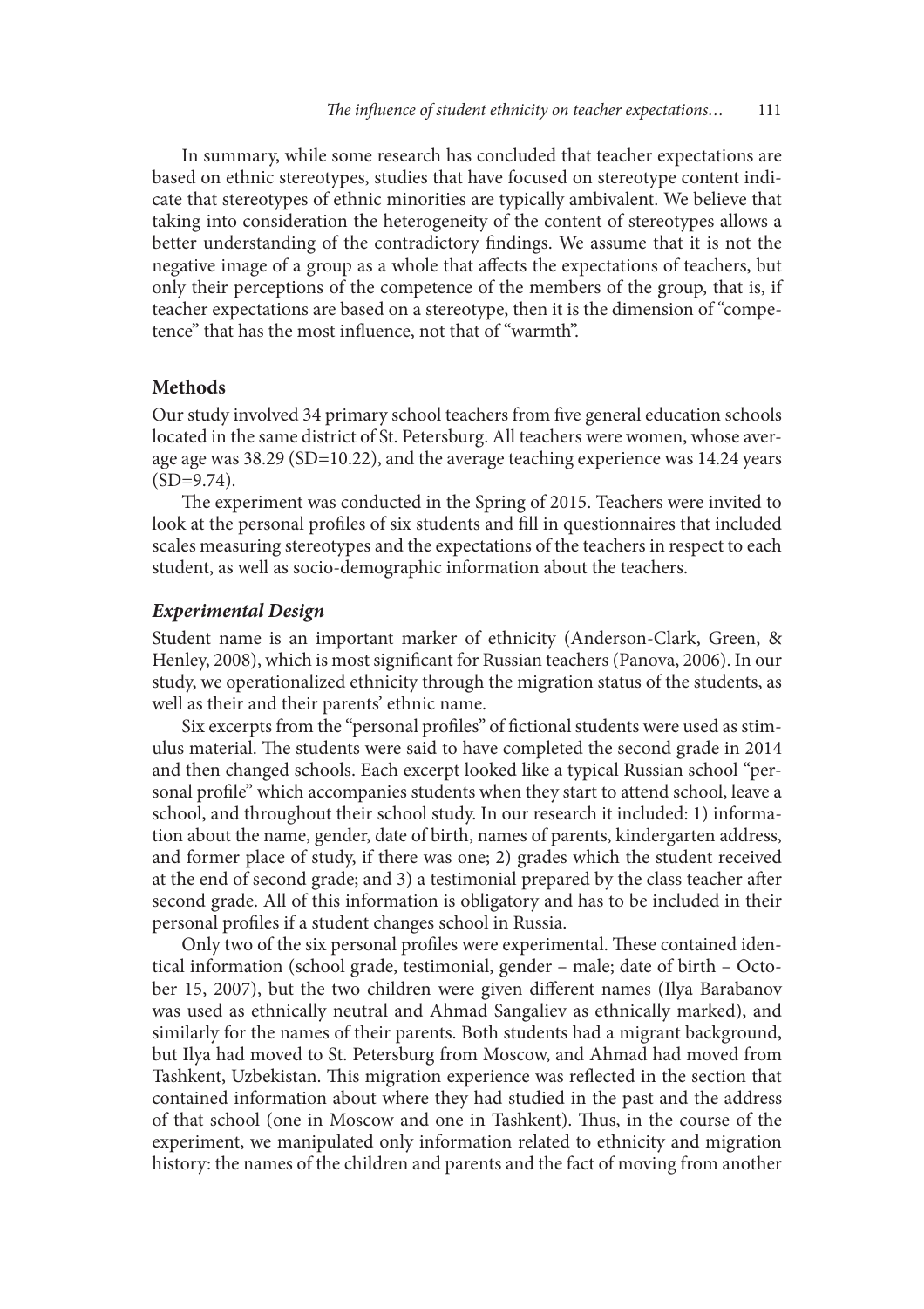In summary, while some research has concluded that teacher expectations are based on ethnic stereotypes, studies that have focused on stereotype content indicate that stereotypes of ethnic minorities are typically ambivalent. We believe that taking into consideration the heterogeneity of the content of stereotypes allows a better understanding of the contradictory findings. We assume that it is not the negative image of a group as a whole that affects the expectations of teachers, but only their perceptions of the competence of the members of the group, that is, if teacher expectations are based on a stereotype, then it is the dimension of "competence" that has the most influence, not that of "warmth".

## Methods

Our study involved 34 primary school teachers from five general education schools located in the same district of St. Petersburg. All teachers were women, whose average age was 38.29 (SD=10.22), and the average teaching experience was 14.24 years (SD=9.74).

The experiment was conducted in the Spring of 2015. Teachers were invited to look at the personal profiles of six students and fill in questionnaires that included scales measuring stereotypes and the expectations of the teachers in respect to each student, as well as socio-demographic information about the teachers.

### *Experimental Design*

Student name is an important marker of ethnicity (Anderson-Clark, Green, & Henley, 2008), which is most significant for Russian teachers (Panova, 2006). In our study, we operationalized ethnicity through the migration status of the students, as well as their and their parents' ethnic name.

Six excerpts from the "personal profiles" of fictional students were used as stimulus material. The students were said to have completed the second grade in 2014 and then changed schools. Each excerpt looked like a typical Russian school "personal profile" which accompanies students when they start to attend school, leave a school, and throughout their school study. In our research it included: 1) information about the name, gender, date of birth, names of parents, kindergarten address, and former place of study, if there was one; 2) grades which the student received at the end of second grade; and 3) a testimonial prepared by the class teacher after second grade. All of this information is obligatory and has to be included in their personal profiles if a student changes school in Russia.

Only two of the six personal profiles were experimental. These contained identical information (school grade, testimonial, gender – male; date of birth – October 15, 2007), but the two children were given different names (Ilya Barabanov was used as ethnically neutral and Ahmad Sangaliev as ethnically marked), and similarly for the names of their parents. Both students had a migrant background, but Ilya had moved to St. Petersburg from Moscow, and Ahmad had moved from Tashkent, Uzbekistan. This migration experience was reflected in the section that contained information about where they had studied in the past and the address of that school (one in Moscow and one in Tashkent). Thus, in the course of the experiment, we manipulated only information related to ethnicity and migration history: the names of the children and parents and the fact of moving from another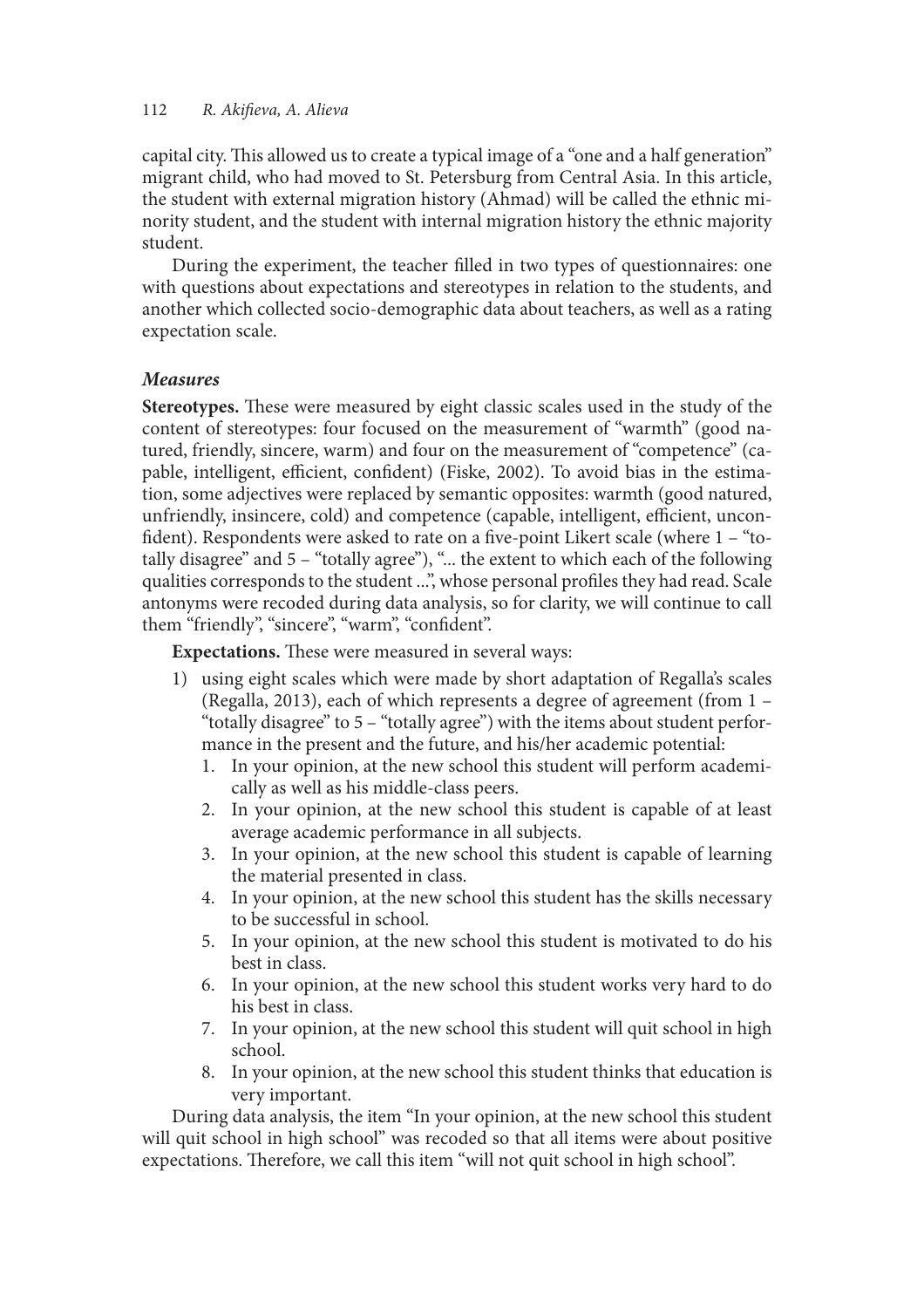capital city. This allowed us to create a typical image of a "one and a half generation" migrant child, who had moved to St. Petersburg from Central Asia. In this article, the student with external migration history (Ahmad) will be called the ethnic minority student, and the student with internal migration history the ethnic majority student.

During the experiment, the teacher filled in two types of questionnaires: one with questions about expectations and stereotypes in relation to the students, and another which collected socio-demographic data about teachers, as well as a rating expectation scale.

### *Measures*

**Stereotypes.** These were measured by eight classic scales used in the study of the content of stereotypes: four focused on the measurement of "warmth" (good natured, friendly, sincere, warm) and four on the measurement of "competence" (capable, intelligent, efficient, confident) (Fiske, 2002). To avoid bias in the estimation, some adjectives were replaced by semantic opposites: warmth (good natured, unfriendly, insincere, cold) and competence (capable, intelligent, efficient, unconfident). Respondents were asked to rate on a five-point Likert scale (where 1 – "totally disagree" and 5 – "totally agree"), "... the extent to which each of the following qualities corresponds to the student ...", whose personal profiles they had read. Scale antonyms were recoded during data analysis, so for clarity, we will continue to call them "friendly", "sincere", "warm", "confident".

**Expectations.** These were measured in several ways:

1) using eight scales which were made by short adaptation of Regalla's scales (Regalla, 2013), each of which represents a degree of agreement (from 1 – "totally disagree" to 5 – "totally agree") with the items about student performance in the present and the future, and his/her academic potential:
   1. In your opinion, at the new school this student will perform academically as well as his middle-class peers.
   2. In your opinion, at the new school this student is capable of at least average academic performance in all subjects.
   3. In your opinion, at the new school this student is capable of learning the material presented in class.
   4. In your opinion, at the new school this student has the skills necessary to be successful in school.
   5. In your opinion, at the new school this student is motivated to do his best in class.
   6. In your opinion, at the new school this student works very hard to do his best in class.
   7. In your opinion, at the new school this student will quit school in high school.
   8. In your opinion, at the new school this student thinks that education is very important.

During data analysis, the item "In your opinion, at the new school this student will quit school in high school" was recoded so that all items were about positive expectations. Therefore, we call this item "will not quit school in high school".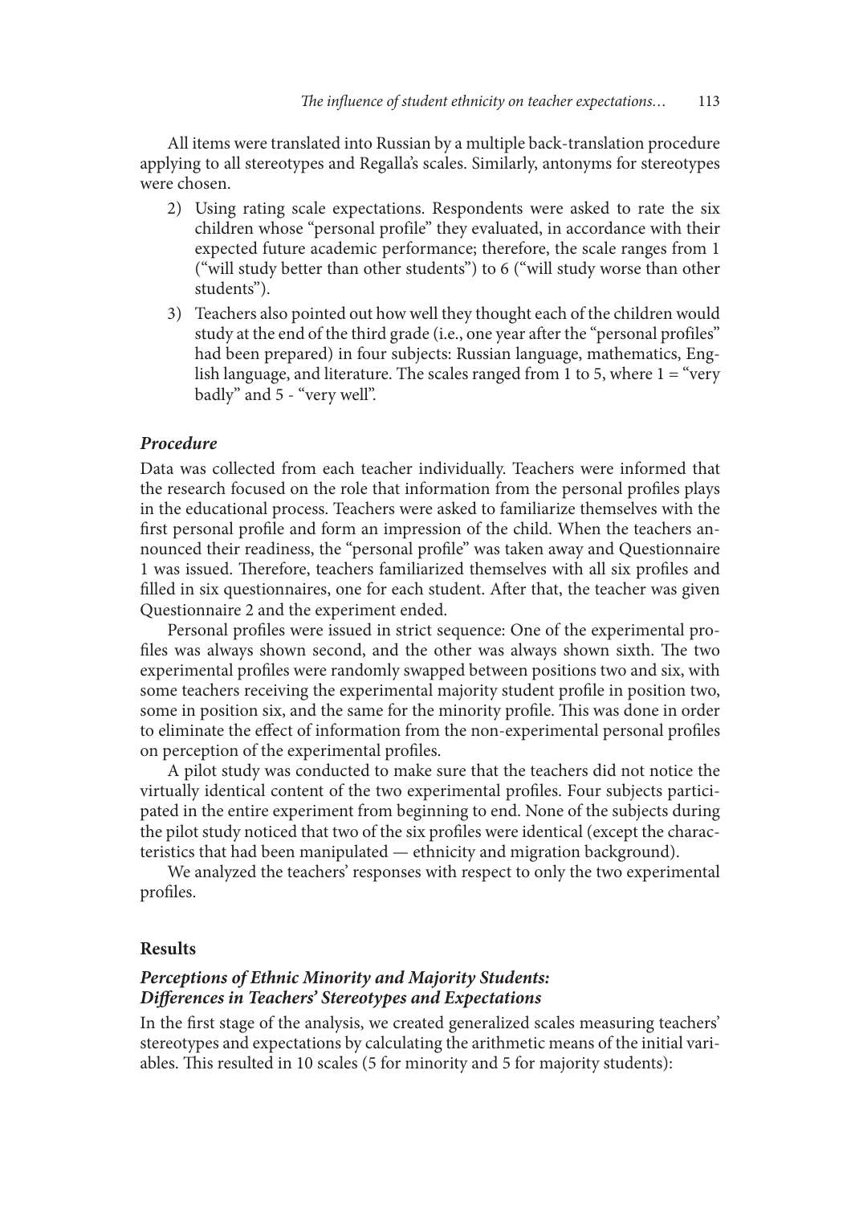All items were translated into Russian by a multiple back-translation procedure applying to all stereotypes and Regalla's scales. Similarly, antonyms for stereotypes were chosen.

2) Using rating scale expectations. Respondents were asked to rate the six children whose "personal profile" they evaluated, in accordance with their expected future academic performance; therefore, the scale ranges from 1 ("will study better than other students") to 6 ("will study worse than other students").
3) Teachers also pointed out how well they thought each of the children would study at the end of the third grade (i.e., one year after the "personal profiles" had been prepared) in four subjects: Russian language, mathematics, English language, and literature. The scales ranged from 1 to 5, where 1 = "very badly" and 5 - "very well".

### *Procedure*

Data was collected from each teacher individually. Teachers were informed that the research focused on the role that information from the personal profiles plays in the educational process. Teachers were asked to familiarize themselves with the first personal profile and form an impression of the child. When the teachers announced their readiness, the "personal profile" was taken away and Questionnaire 1 was issued. Therefore, teachers familiarized themselves with all six profiles and filled in six questionnaires, one for each student. After that, the teacher was given Questionnaire 2 and the experiment ended.

Personal profiles were issued in strict sequence: One of the experimental profiles was always shown second, and the other was always shown sixth. The two experimental profiles were randomly swapped between positions two and six, with some teachers receiving the experimental majority student profile in position two, some in position six, and the same for the minority profile. This was done in order to eliminate the effect of information from the non-experimental personal profiles on perception of the experimental profiles.

A pilot study was conducted to make sure that the teachers did not notice the virtually identical content of the two experimental profiles. Four subjects participated in the entire experiment from beginning to end. None of the subjects during the pilot study noticed that two of the six profiles were identical (except the characteristics that had been manipulated — ethnicity and migration background).

We analyzed the teachers' responses with respect to only the two experimental profiles.

## Results

### *Perceptions of Ethnic Minority and Majority Students: Differences in Teachers' Stereotypes and Expectations*

In the first stage of the analysis, we created generalized scales measuring teachers' stereotypes and expectations by calculating the arithmetic means of the initial variables. This resulted in 10 scales (5 for minority and 5 for majority students):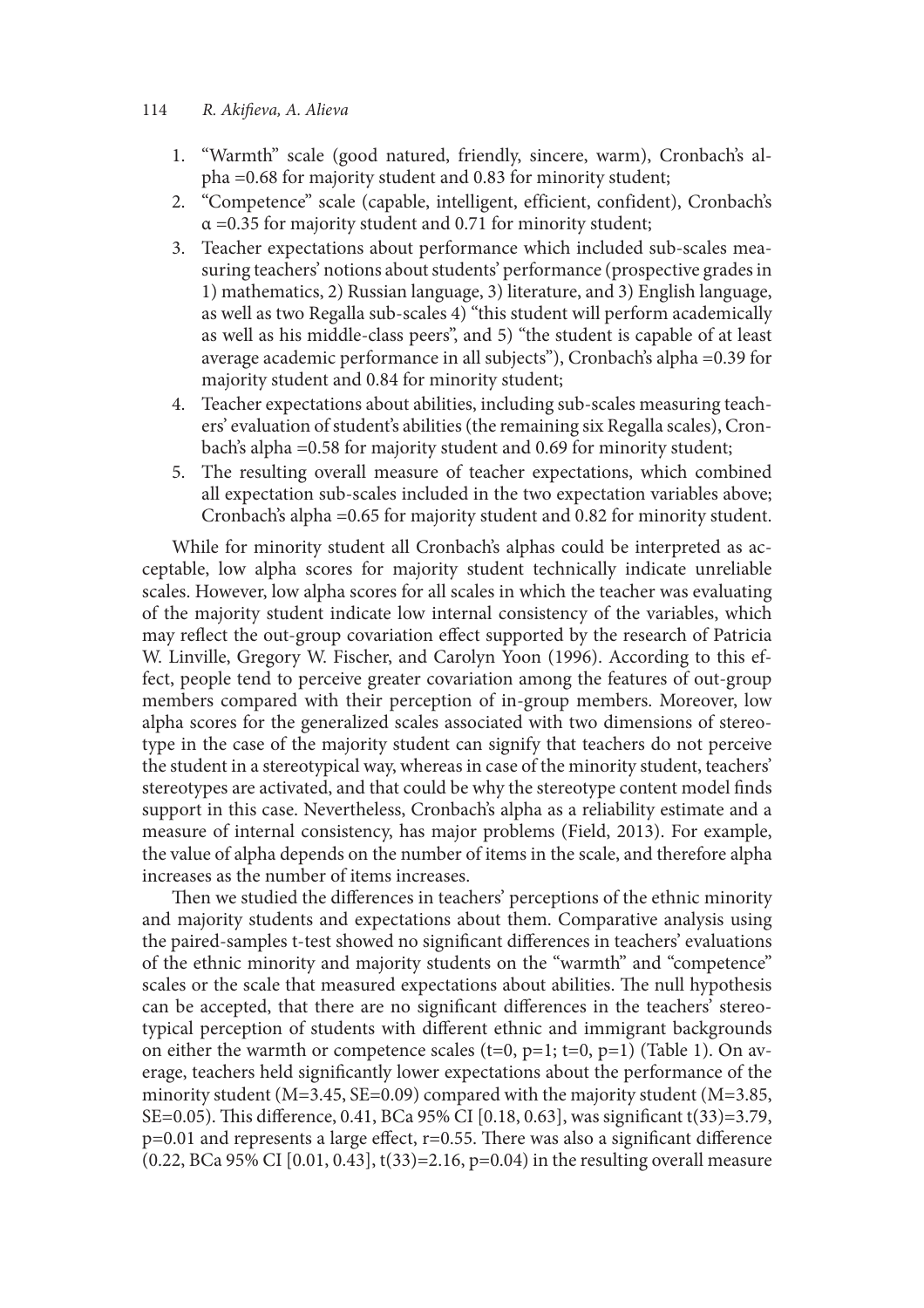1. "Warmth" scale (good natured, friendly, sincere, warm), Cronbach's alpha =0.68 for majority student and 0.83 for minority student;
2. "Competence" scale (capable, intelligent, efficient, confident), Cronbach's $\alpha$ =0.35 for majority student and 0.71 for minority student;
3. Teacher expectations about performance which included sub-scales measuring teachers' notions about students' performance (prospective grades in 1) mathematics, 2) Russian language, 3) literature, and 3) English language, as well as two Regalla sub-scales 4) "this student will perform academically as well as his middle-class peers", and 5) "the student is capable of at least average academic performance in all subjects"), Cronbach's alpha =0.39 for majority student and 0.84 for minority student;
4. Teacher expectations about abilities, including sub-scales measuring teachers' evaluation of student's abilities (the remaining six Regalla scales), Cronbach's alpha =0.58 for majority student and 0.69 for minority student;
5. The resulting overall measure of teacher expectations, which combined all expectation sub-scales included in the two expectation variables above; Cronbach's alpha =0.65 for majority student and 0.82 for minority student.

While for minority student all Cronbach's alphas could be interpreted as acceptable, low alpha scores for majority student technically indicate unreliable scales. However, low alpha scores for all scales in which the teacher was evaluating of the majority student indicate low internal consistency of the variables, which may reflect the out-group covariation effect supported by the research of Patricia W. Linville, Gregory W. Fischer, and Carolyn Yoon (1996). According to this effect, people tend to perceive greater covariation among the features of out-group members compared with their perception of in-group members. Moreover, low alpha scores for the generalized scales associated with two dimensions of stereotype in the case of the majority student can signify that teachers do not perceive the student in a stereotypical way, whereas in case of the minority student, teachers' stereotypes are activated, and that could be why the stereotype content model finds support in this case. Nevertheless, Cronbach's alpha as a reliability estimate and a measure of internal consistency, has major problems (Field, 2013). For example, the value of alpha depends on the number of items in the scale, and therefore alpha increases as the number of items increases.

Then we studied the differences in teachers' perceptions of the ethnic minority and majority students and expectations about them. Comparative analysis using the paired-samples t-test showed no significant differences in teachers' evaluations of the ethnic minority and majority students on the "warmth" and "competence" scales or the scale that measured expectations about abilities. The null hypothesis can be accepted, that there are no significant differences in the teachers' stereotypical perception of students with different ethnic and immigrant backgrounds on either the warmth or competence scales ($t=0$, $p=1$; $t=0$, $p=1$) (Table 1). On average, teachers held significantly lower expectations about the performance of the minority student ($M=3.45$, $SE=0.09$) compared with the majority student ($M=3.85$, $SE=0.05$). This difference, 0.41, BCa 95% CI [0.18, 0.63], was significant $t(33)=3.79$, $p=0.01$ and represents a large effect, $r=0.55$. There was also a significant difference (0.22, BCa 95% CI [0.01, 0.43], $t(33)=2.16$, $p=0.04$) in the resulting overall measure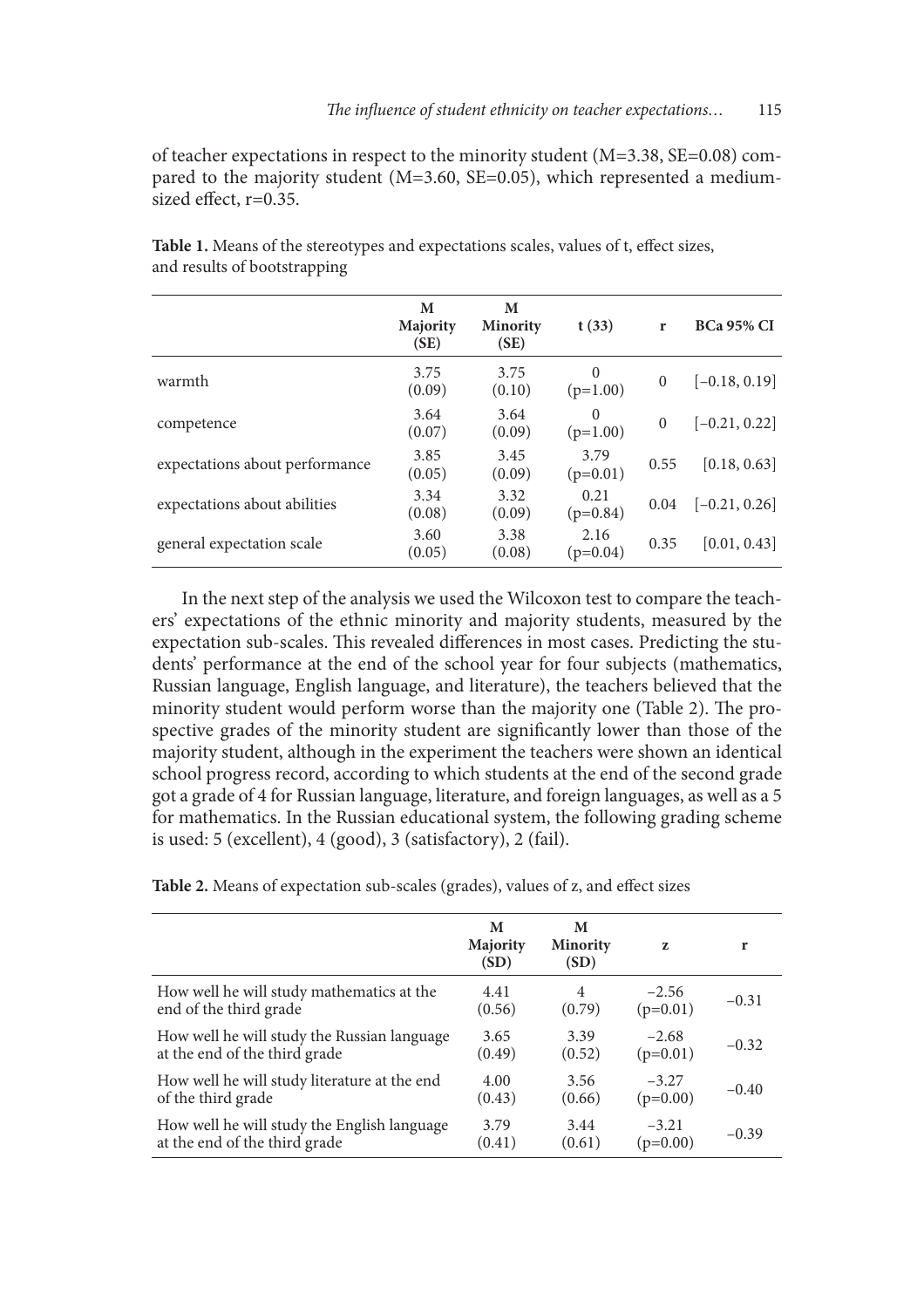of teacher expectations in respect to the minority student (M=3.38, SE=0.08) compared to the majority student (M=3.60, SE=0.05), which represented a medium-sized effect, r=0.35.

**Table 1.** Means of the stereotypes and expectations scales, values of t, effect sizes, and results of bootstrapping

| | M Majority (SE) | M Minority (SE) | t (33) | r | BCa 95% CI |
|---|---|---|---|---|---|
| warmth | 3.75 (0.09) | 3.75 (0.10) | 0 (p=1.00) | 0 | [−0.18, 0.19] |
| competence | 3.64 (0.07) | 3.64 (0.09) | 0 (p=1.00) | 0 | [−0.21, 0.22] |
| expectations about performance | 3.85 (0.05) | 3.45 (0.09) | 3.79 (p=0.01) | 0.55 | [0.18, 0.63] |
| expectations about abilities | 3.34 (0.08) | 3.32 (0.09) | 0.21 (p=0.84) | 0.04 | [−0.21, 0.26] |
| general expectation scale | 3.60 (0.05) | 3.38 (0.08) | 2.16 (p=0.04) | 0.35 | [0.01, 0.43] |

In the next step of the analysis we used the Wilcoxon test to compare the teachers' expectations of the ethnic minority and majority students, measured by the expectation sub-scales. This revealed differences in most cases. Predicting the students' performance at the end of the school year for four subjects (mathematics, Russian language, English language, and literature), the teachers believed that the minority student would perform worse than the majority one (Table 2). The prospective grades of the minority student are significantly lower than those of the majority student, although in the experiment the teachers were shown an identical school progress record, according to which students at the end of the second grade got a grade of 4 for Russian language, literature, and foreign languages, as well as a 5 for mathematics. In the Russian educational system, the following grading scheme is used: 5 (excellent), 4 (good), 3 (satisfactory), 2 (fail).

**Table 2.** Means of expectation sub-scales (grades), values of z, and effect sizes

| | M Majority (SD) | M Minority (SD) | z | r |
|---|---|---|---|---|
| How well he will study mathematics at the end of the third grade | 4.41 (0.56) | 4 (0.79) | −2.56 (p=0.01) | −0.31 |
| How well he will study the Russian language at the end of the third grade | 3.65 (0.49) | 3.39 (0.52) | −2.68 (p=0.01) | −0.32 |
| How well he will study literature at the end of the third grade | 4.00 (0.43) | 3.56 (0.66) | −3.27 (p=0.00) | −0.40 |
| How well he will study the English language at the end of the third grade | 3.79 (0.41) | 3.44 (0.61) | −3.21 (p=0.00) | −0.39 |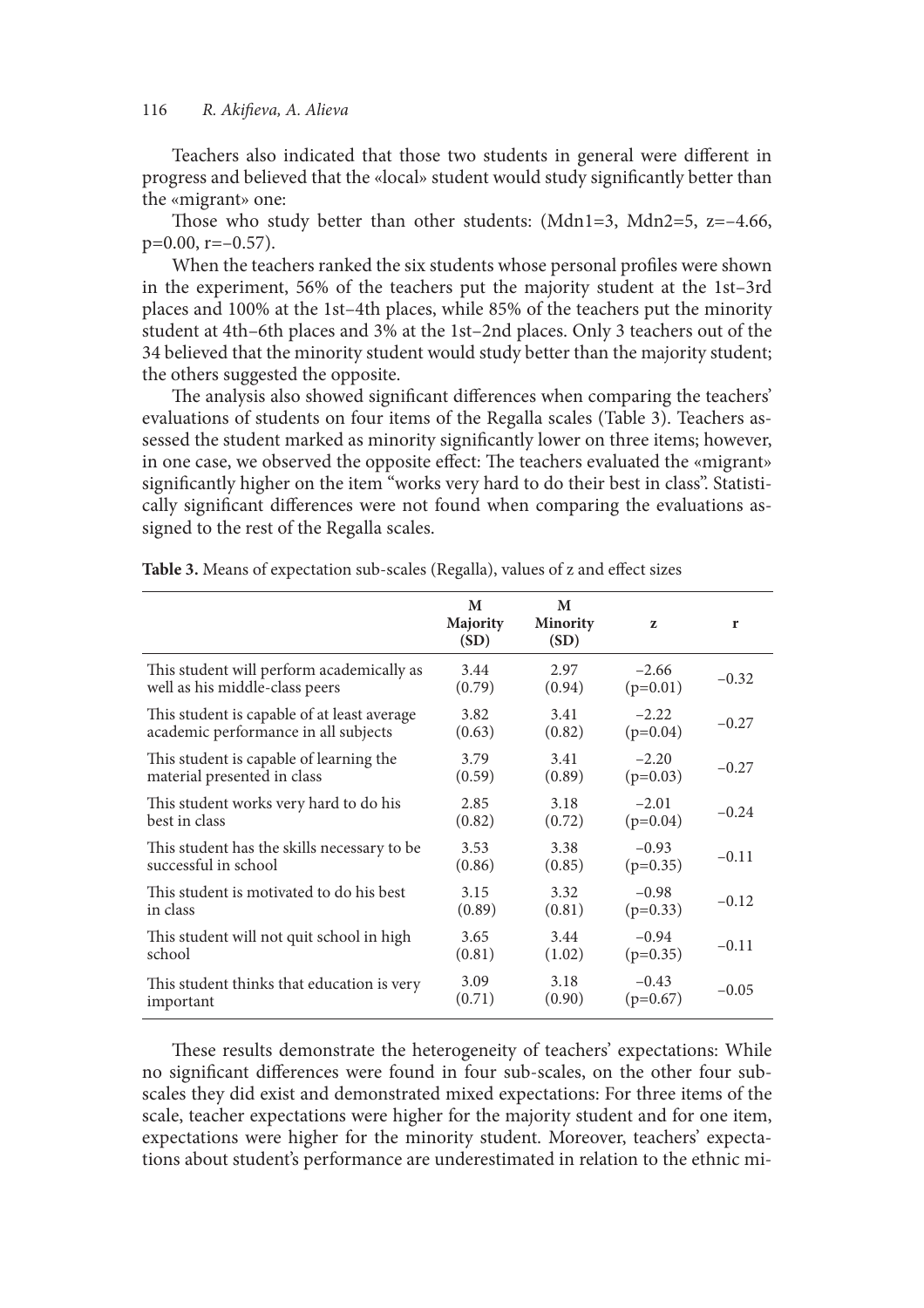Teachers also indicated that those two students in general were different in progress and believed that the «local» student would study significantly better than the «migrant» one:

Those who study better than other students: ($Mdn1=3$, $Mdn2=5$, $z=-4.66$, $p=0.00$, $r=-0.57$).

When the teachers ranked the six students whose personal profiles were shown in the experiment, 56% of the teachers put the majority student at the 1st–3rd places and 100% at the 1st–4th places, while 85% of the teachers put the minority student at 4th–6th places and 3% at the 1st–2nd places. Only 3 teachers out of the 34 believed that the minority student would study better than the majority student; the others suggested the opposite.

The analysis also showed significant differences when comparing the teachers' evaluations of students on four items of the Regalla scales (Table 3). Teachers assessed the student marked as minority significantly lower on three items; however, in one case, we observed the opposite effect: The teachers evaluated the «migrant» significantly higher on the item "works very hard to do their best in class". Statistically significant differences were not found when comparing the evaluations assigned to the rest of the Regalla scales.

**Table 3.** Means of expectation sub-scales (Regalla), values of z and effect sizes

| | M Majority (SD) | M Minority (SD) | z | r |
|---|---|---|---|---|
| This student will perform academically as well as his middle-class peers | 3.44 (0.79) | 2.97 (0.94) | −2.66 (p=0.01) | −0.32 |
| This student is capable of at least average academic performance in all subjects | 3.82 (0.63) | 3.41 (0.82) | −2.22 (p=0.04) | −0.27 |
| This student is capable of learning the material presented in class | 3.79 (0.59) | 3.41 (0.89) | −2.20 (p=0.03) | −0.27 |
| This student works very hard to do his best in class | 2.85 (0.82) | 3.18 (0.72) | −2.01 (p=0.04) | −0.24 |
| This student has the skills necessary to be successful in school | 3.53 (0.86) | 3.38 (0.85) | −0.93 (p=0.35) | −0.11 |
| This student is motivated to do his best in class | 3.15 (0.89) | 3.32 (0.81) | −0.98 (p=0.33) | −0.12 |
| This student will not quit school in high school | 3.65 (0.81) | 3.44 (1.02) | −0.94 (p=0.35) | −0.11 |
| This student thinks that education is very important | 3.09 (0.71) | 3.18 (0.90) | −0.43 (p=0.67) | −0.05 |

These results demonstrate the heterogeneity of teachers' expectations: While no significant differences were found in four sub-scales, on the other four sub-scales they did exist and demonstrated mixed expectations: For three items of the scale, teacher expectations were higher for the majority student and for one item, expectations were higher for the minority student. Moreover, teachers' expectations about student's performance are underestimated in relation to the ethnic mi-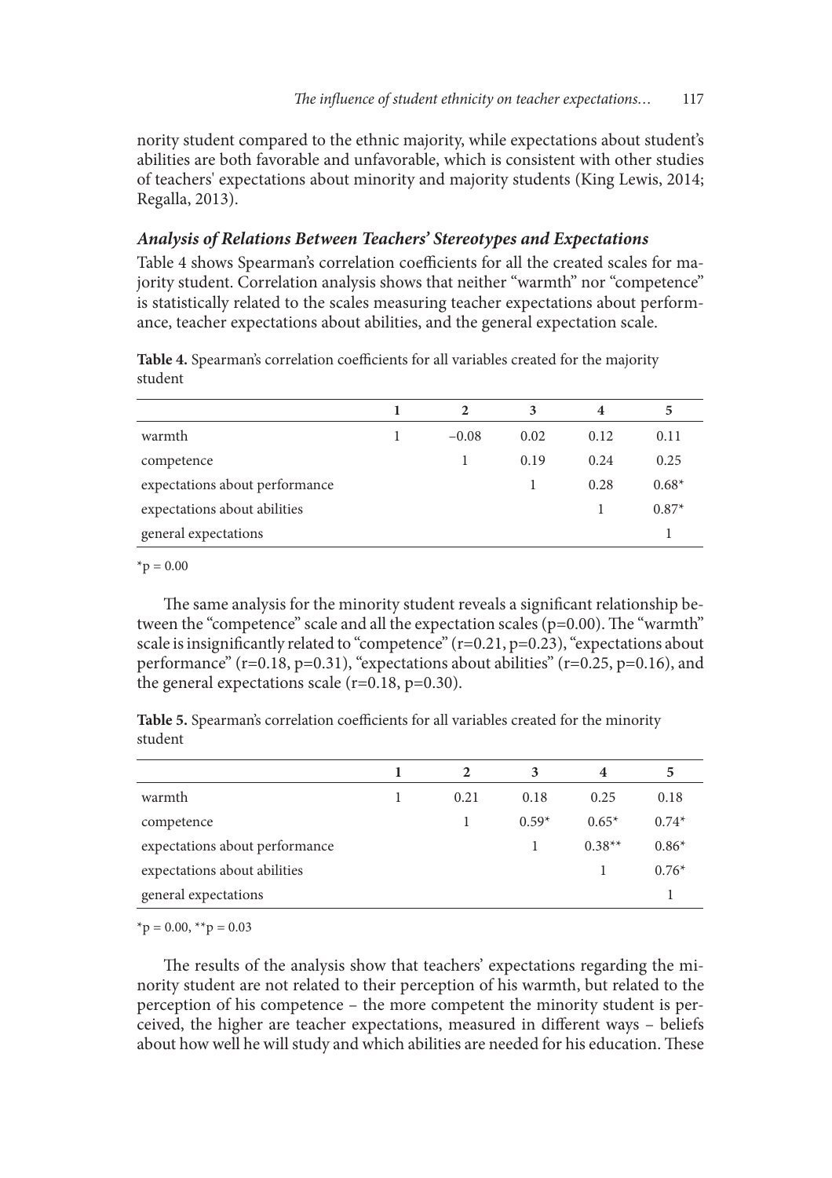nority student compared to the ethnic majority, while expectations about student's abilities are both favorable and unfavorable, which is consistent with other studies of teachers' expectations about minority and majority students (King Lewis, 2014; Regalla, 2013).

### *Analysis of Relations Between Teachers' Stereotypes and Expectations*

Table 4 shows Spearman's correlation coefficients for all the created scales for majority student. Correlation analysis shows that neither "warmth" nor "competence" is statistically related to the scales measuring teacher expectations about performance, teacher expectations about abilities, and the general expectation scale.

**Table 4.** Spearman's correlation coefficients for all variables created for the majority student

| | 1 | 2 | 3 | 4 | 5 |
|---|---|---|---|---|---|
| warmth | 1 | −0.08 | 0.02 | 0.12 | 0.11 |
| competence | | 1 | 0.19 | 0.24 | 0.25 |
| expectations about performance | | | 1 | 0.28 | 0.68* |
| expectations about abilities | | | | 1 | 0.87* |
| general expectations | | | | | 1 |

*p = 0.00

The same analysis for the minority student reveals a significant relationship between the "competence" scale and all the expectation scales ($p=0.00$). The "warmth" scale is insignificantly related to "competence" ($r=0.21$, $p=0.23$), "expectations about performance" ($r=0.18$, $p=0.31$), "expectations about abilities" ($r=0.25$, $p=0.16$), and the general expectations scale ($r=0.18$, $p=0.30$).

**Table 5.** Spearman's correlation coefficients for all variables created for the minority student

| | 1 | 2 | 3 | 4 | 5 |
|---|---|---|---|---|---|
| warmth | 1 | 0.21 | 0.18 | 0.25 | 0.18 |
| competence | | 1 | 0.59* | 0.65* | 0.74* |
| expectations about performance | | | 1 | 0.38** | 0.86* |
| expectations about abilities | | | | 1 | 0.76* |
| general expectations | | | | | 1 |

*p = 0.00, **p = 0.03

The results of the analysis show that teachers' expectations regarding the minority student are not related to their perception of his warmth, but related to the perception of his competence – the more competent the minority student is perceived, the higher are teacher expectations, measured in different ways – beliefs about how well he will study and which abilities are needed for his education. These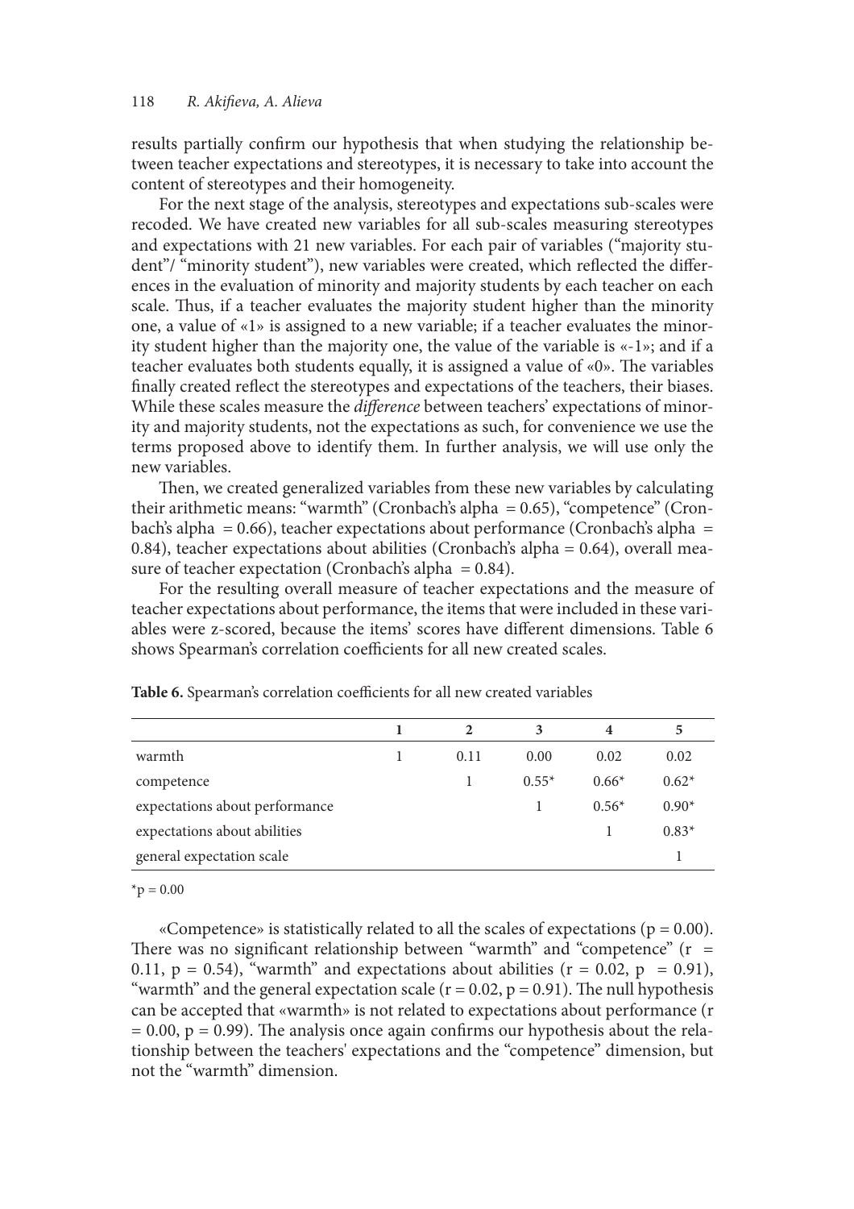results partially confirm our hypothesis that when studying the relationship between teacher expectations and stereotypes, it is necessary to take into account the content of stereotypes and their homogeneity.

For the next stage of the analysis, stereotypes and expectations sub-scales were recoded. We have created new variables for all sub-scales measuring stereotypes and expectations with 21 new variables. For each pair of variables ("majority student"/ "minority student"), new variables were created, which reflected the differences in the evaluation of minority and majority students by each teacher on each scale. Thus, if a teacher evaluates the majority student higher than the minority one, a value of «1» is assigned to a new variable; if a teacher evaluates the minority student higher than the majority one, the value of the variable is «-1»; and if a teacher evaluates both students equally, it is assigned a value of «0». The variables finally created reflect the stereotypes and expectations of the teachers, their biases. While these scales measure the *difference* between teachers' expectations of minority and majority students, not the expectations as such, for convenience we use the terms proposed above to identify them. In further analysis, we will use only the new variables.

Then, we created generalized variables from these new variables by calculating their arithmetic means: "warmth" (Cronbach's alpha = 0.65), "competence" (Cronbach's alpha = 0.66), teacher expectations about performance (Cronbach's alpha = 0.84), teacher expectations about abilities (Cronbach's alpha = 0.64), overall measure of teacher expectation (Cronbach's alpha = 0.84).

For the resulting overall measure of teacher expectations and the measure of teacher expectations about performance, the items that were included in these variables were z-scored, because the items' scores have different dimensions. Table 6 shows Spearman's correlation coefficients for all new created scales.

**Table 6.** Spearman's correlation coefficients for all new created variables

| | 1 | 2 | 3 | 4 | 5 |
|---|---|---|---|---|---|
| warmth | 1 | 0.11 | 0.00 | 0.02 | 0.02 |
| competence | | 1 | 0.55* | 0.66* | 0.62* |
| expectations about performance | | | 1 | 0.56* | 0.90* |
| expectations about abilities | | | | 1 | 0.83* |
| general expectation scale | | | | | 1 |

*p = 0.00

«Competence» is statistically related to all the scales of expectations ($p = 0.00$). There was no significant relationship between "warmth" and "competence" ($r = 0.11$, $p = 0.54$), "warmth" and expectations about abilities ($r = 0.02$, $p = 0.91$), "warmth" and the general expectation scale ($r = 0.02$, $p = 0.91$). The null hypothesis can be accepted that «warmth» is not related to expectations about performance ($r = 0.00$, $p = 0.99$). The analysis once again confirms our hypothesis about the relationship between the teachers' expectations and the "competence" dimension, but not the "warmth" dimension.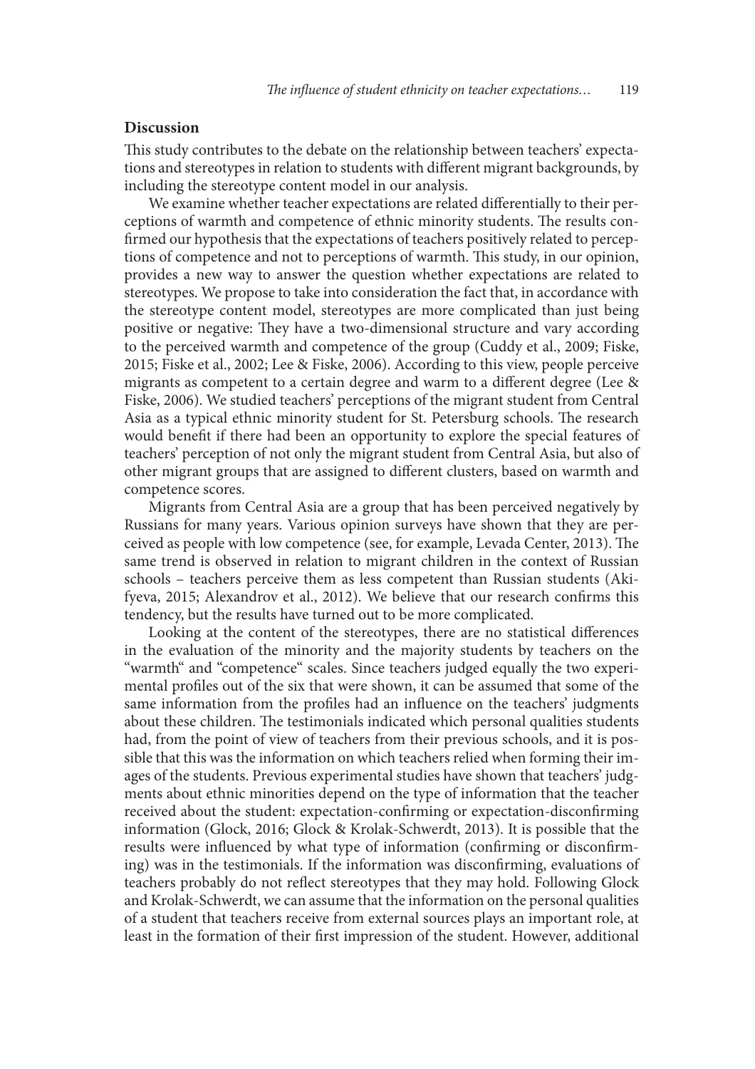## Discussion

This study contributes to the debate on the relationship between teachers' expectations and stereotypes in relation to students with different migrant backgrounds, by including the stereotype content model in our analysis.

We examine whether teacher expectations are related differentially to their perceptions of warmth and competence of ethnic minority students. The results confirmed our hypothesis that the expectations of teachers positively related to perceptions of competence and not to perceptions of warmth. This study, in our opinion, provides a new way to answer the question whether expectations are related to stereotypes. We propose to take into consideration the fact that, in accordance with the stereotype content model, stereotypes are more complicated than just being positive or negative: They have a two-dimensional structure and vary according to the perceived warmth and competence of the group (Cuddy et al., 2009; Fiske, 2015; Fiske et al., 2002; Lee & Fiske, 2006). According to this view, people perceive migrants as competent to a certain degree and warm to a different degree (Lee & Fiske, 2006). We studied teachers' perceptions of the migrant student from Central Asia as a typical ethnic minority student for St. Petersburg schools. The research would benefit if there had been an opportunity to explore the special features of teachers' perception of not only the migrant student from Central Asia, but also of other migrant groups that are assigned to different clusters, based on warmth and competence scores.

Migrants from Central Asia are a group that has been perceived negatively by Russians for many years. Various opinion surveys have shown that they are perceived as people with low competence (see, for example, Levada Center, 2013). The same trend is observed in relation to migrant children in the context of Russian schools – teachers perceive them as less competent than Russian students (Akifyeva, 2015; Alexandrov et al., 2012). We believe that our research confirms this tendency, but the results have turned out to be more complicated.

Looking at the content of the stereotypes, there are no statistical differences in the evaluation of the minority and the majority students by teachers on the "warmth" and "competence" scales. Since teachers judged equally the two experimental profiles out of the six that were shown, it can be assumed that some of the same information from the profiles had an influence on the teachers' judgments about these children. The testimonials indicated which personal qualities students had, from the point of view of teachers from their previous schools, and it is possible that this was the information on which teachers relied when forming their images of the students. Previous experimental studies have shown that teachers' judgments about ethnic minorities depend on the type of information that the teacher received about the student: expectation-confirming or expectation-disconfirming information (Glock, 2016; Glock & Krolak-Schwerdt, 2013). It is possible that the results were influenced by what type of information (confirming or disconfirming) was in the testimonials. If the information was disconfirming, evaluations of teachers probably do not reflect stereotypes that they may hold. Following Glock and Krolak-Schwerdt, we can assume that the information on the personal qualities of a student that teachers receive from external sources plays an important role, at least in the formation of their first impression of the student. However, additional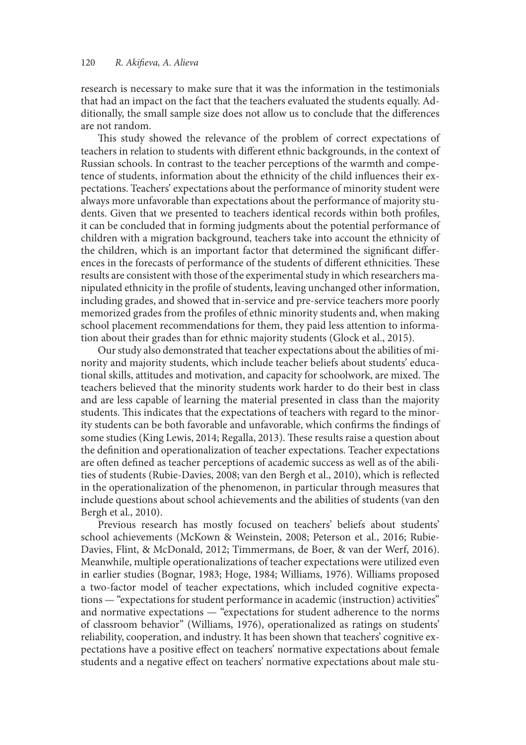research is necessary to make sure that it was the information in the testimonials that had an impact on the fact that the teachers evaluated the students equally. Additionally, the small sample size does not allow us to conclude that the differences are not random.

This study showed the relevance of the problem of correct expectations of teachers in relation to students with different ethnic backgrounds, in the context of Russian schools. In contrast to the teacher perceptions of the warmth and competence of students, information about the ethnicity of the child influences their expectations. Teachers' expectations about the performance of minority student were always more unfavorable than expectations about the performance of majority students. Given that we presented to teachers identical records within both profiles, it can be concluded that in forming judgments about the potential performance of children with a migration background, teachers take into account the ethnicity of the children, which is an important factor that determined the significant differences in the forecasts of performance of the students of different ethnicities. These results are consistent with those of the experimental study in which researchers manipulated ethnicity in the profile of students, leaving unchanged other information, including grades, and showed that in-service and pre-service teachers more poorly memorized grades from the profiles of ethnic minority students and, when making school placement recommendations for them, they paid less attention to information about their grades than for ethnic majority students (Glock et al., 2015).

Our study also demonstrated that teacher expectations about the abilities of minority and majority students, which include teacher beliefs about students' educational skills, attitudes and motivation, and capacity for schoolwork, are mixed. The teachers believed that the minority students work harder to do their best in class and are less capable of learning the material presented in class than the majority students. This indicates that the expectations of teachers with regard to the minority students can be both favorable and unfavorable, which confirms the findings of some studies (King Lewis, 2014; Regalla, 2013). These results raise a question about the definition and operationalization of teacher expectations. Teacher expectations are often defined as teacher perceptions of academic success as well as of the abilities of students (Rubie-Davies, 2008; van den Bergh et al., 2010), which is reflected in the operationalization of the phenomenon, in particular through measures that include questions about school achievements and the abilities of students (van den Bergh et al., 2010).

Previous research has mostly focused on teachers' beliefs about students' school achievements (McKown & Weinstein, 2008; Peterson et al., 2016; Rubie-Davies, Flint, & McDonald, 2012; Timmermans, de Boer, & van der Werf, 2016). Meanwhile, multiple operationalizations of teacher expectations were utilized even in earlier studies (Bognar, 1983; Hoge, 1984; Williams, 1976). Williams proposed a two-factor model of teacher expectations, which included cognitive expectations — "expectations for student performance in academic (instruction) activities" and normative expectations — "expectations for student adherence to the norms of classroom behavior" (Williams, 1976), operationalized as ratings on students' reliability, cooperation, and industry. It has been shown that teachers' cognitive expectations have a positive effect on teachers' normative expectations about female students and a negative effect on teachers' normative expectations about male stu-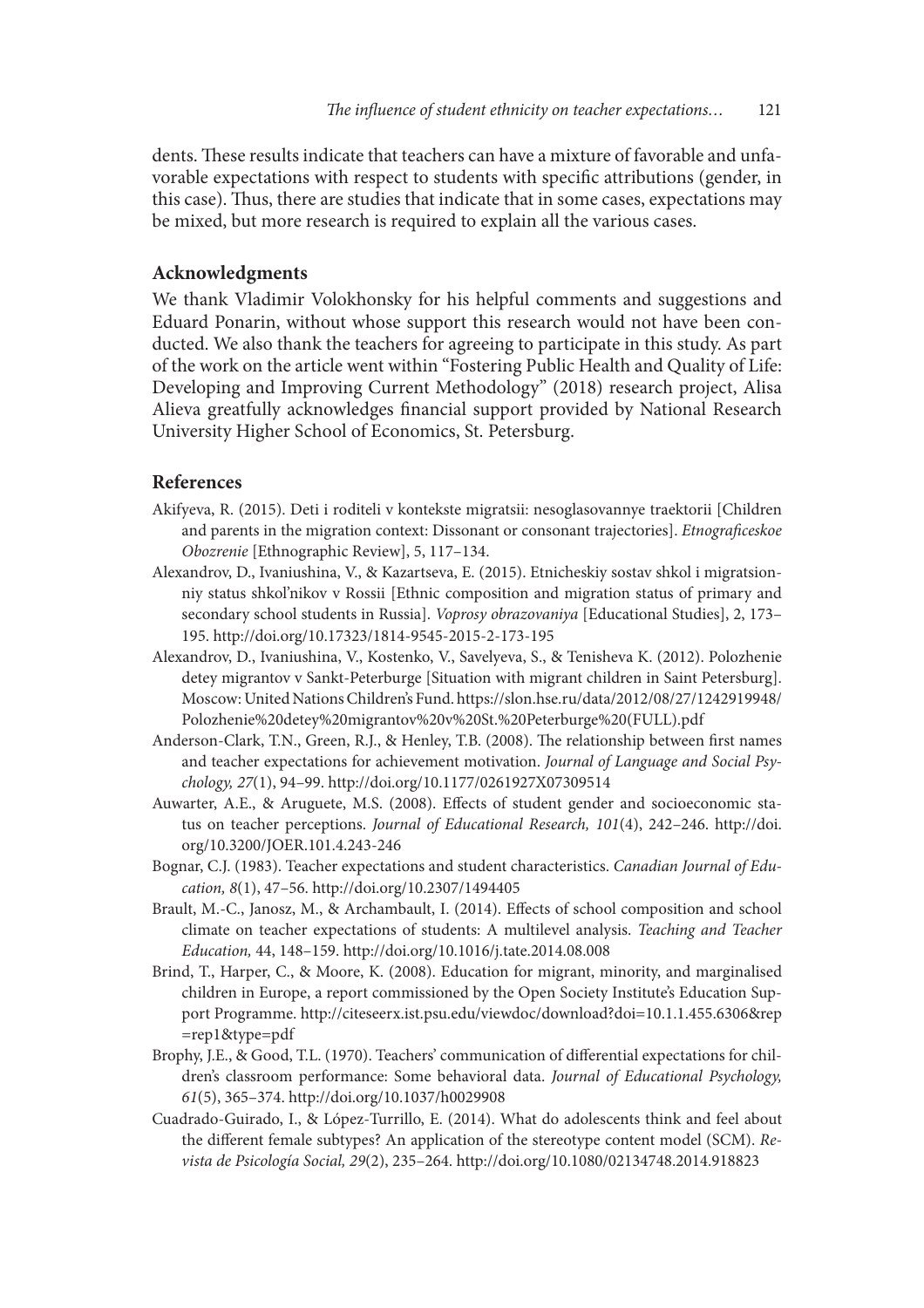dents. These results indicate that teachers can have a mixture of favorable and unfavorable expectations with respect to students with specific attributions (gender, in this case). Thus, there are studies that indicate that in some cases, expectations may be mixed, but more research is required to explain all the various cases.

## Acknowledgments

We thank Vladimir Volokhonsky for his helpful comments and suggestions and Eduard Ponarin, without whose support this research would not have been conducted. We also thank the teachers for agreeing to participate in this study. As part of the work on the article went within "Fostering Public Health and Quality of Life: Developing and Improving Current Methodology" (2018) research project, Alisa Alieva greatfully acknowledges financial support provided by National Research University Higher School of Economics, St. Petersburg.

## References

Akifyeva, R. (2015). Deti i roditeli v kontekste migratsii: nesoglasovannye traektorii [Children and parents in the migration context: Dissonant or consonant trajectories]. *Etnograficeskoe Obozrenie* [Ethnographic Review], 5, 117–134.

Alexandrov, D., Ivaniushina, V., & Kazartseva, E. (2015). Etnicheskiy sostav shkol i migratsionniy status shkol'nikov v Rossii [Ethnic composition and migration status of primary and secondary school students in Russia]. *Voprosy obrazovaniya* [Educational Studies], 2, 173–195. http://doi.org/10.17323/1814-9545-2015-2-173-195

Alexandrov, D., Ivaniushina, V., Kostenko, V., Savelyeva, S., & Tenisheva K. (2012). Polozhenie detey migrantov v Sankt-Peterburge [Situation with migrant children in Saint Petersburg]. Moscow: United Nations Children's Fund. https://slon.hse.ru/data/2012/08/27/1242919948/Polozhenie%20detey%20migrantov%20v%20St.%20Peterburge%20(FULL).pdf

Anderson-Clark, T.N., Green, R.J., & Henley, T.B. (2008). The relationship between first names and teacher expectations for achievement motivation. *Journal of Language and Social Psychology, 27*(1), 94–99. http://doi.org/10.1177/0261927X07309514

Auwarter, A.E., & Aruguete, M.S. (2008). Effects of student gender and socioeconomic status on teacher perceptions. *Journal of Educational Research, 101*(4), 242–246. http://doi.org/10.3200/JOER.101.4.243-246

Bognar, C.J. (1983). Teacher expectations and student characteristics. *Canadian Journal of Education, 8*(1), 47–56. http://doi.org/10.2307/1494405

Brault, M.-C., Janosz, M., & Archambault, I. (2014). Effects of school composition and school climate on teacher expectations of students: A multilevel analysis. *Teaching and Teacher Education,* 44, 148–159. http://doi.org/10.1016/j.tate.2014.08.008

Brind, T., Harper, C., & Moore, K. (2008). Education for migrant, minority, and marginalised children in Europe, a report commissioned by the Open Society Institute's Education Support Programme. http://citeseerx.ist.psu.edu/viewdoc/download?doi=10.1.1.455.6306&rep=rep1&type=pdf

Brophy, J.E., & Good, T.L. (1970). Teachers' communication of differential expectations for children's classroom performance: Some behavioral data. *Journal of Educational Psychology, 61*(5), 365–374. http://doi.org/10.1037/h0029908

Cuadrado-Guirado, I., & López-Turrillo, E. (2014). What do adolescents think and feel about the different female subtypes? An application of the stereotype content model (SCM). *Revista de Psicología Social, 29*(2), 235–264. http://doi.org/10.1080/02134748.2014.918823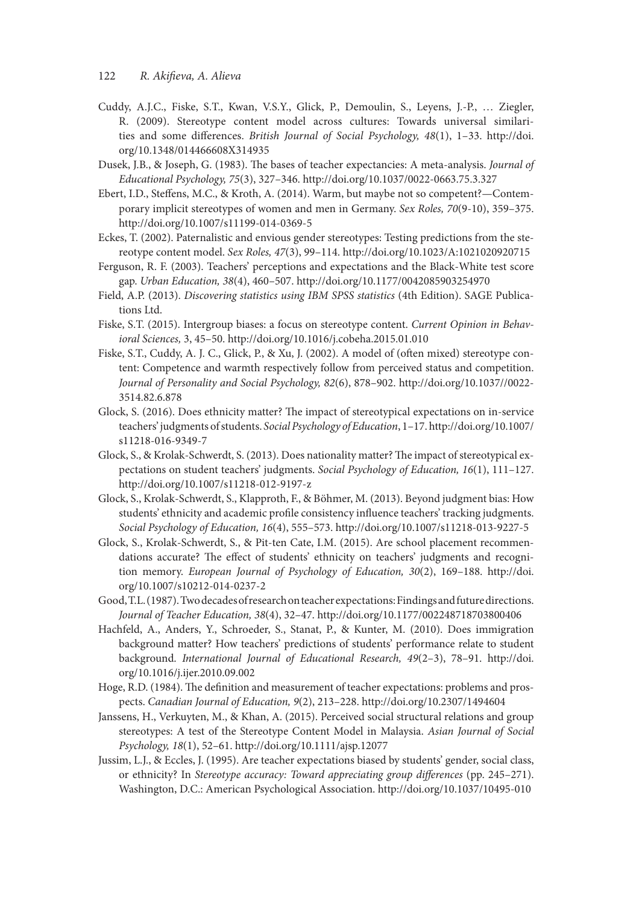Cuddy, A.J.C., Fiske, S.T., Kwan, V.S.Y., Glick, P., Demoulin, S., Leyens, J.-P., … Ziegler, R. (2009). Stereotype content model across cultures: Towards universal similarities and some differences. *British Journal of Social Psychology, 48*(1), 1–33. http://doi.org/10.1348/014466608X314935

Dusek, J.B., & Joseph, G. (1983). The bases of teacher expectancies: A meta-analysis. *Journal of Educational Psychology, 75*(3), 327–346. http://doi.org/10.1037/0022-0663.75.3.327

Ebert, I.D., Steffens, M.C., & Kroth, A. (2014). Warm, but maybe not so competent?—Contemporary implicit stereotypes of women and men in Germany. *Sex Roles, 70*(9-10), 359–375. http://doi.org/10.1007/s11199-014-0369-5

Eckes, T. (2002). Paternalistic and envious gender stereotypes: Testing predictions from the stereotype content model. *Sex Roles, 47*(3), 99–114. http://doi.org/10.1023/A:1021020920715

Ferguson, R. F. (2003). Teachers' perceptions and expectations and the Black-White test score gap. *Urban Education, 38*(4), 460–507. http://doi.org/10.1177/0042085903254970

Field, A.P. (2013). *Discovering statistics using IBM SPSS statistics* (4th Edition). SAGE Publications Ltd.

Fiske, S.T. (2015). Intergroup biases: a focus on stereotype content. *Current Opinion in Behavioral Sciences,* 3, 45–50. http://doi.org/10.1016/j.cobeha.2015.01.010

Fiske, S.T., Cuddy, A. J. C., Glick, P., & Xu, J. (2002). A model of (often mixed) stereotype content: Competence and warmth respectively follow from perceived status and competition. *Journal of Personality and Social Psychology, 82*(6), 878–902. http://doi.org/10.1037//0022-3514.82.6.878

Glock, S. (2016). Does ethnicity matter? The impact of stereotypical expectations on in-service teachers' judgments of students. *Social Psychology of Education*, 1–17. http://doi.org/10.1007/s11218-016-9349-7

Glock, S., & Krolak-Schwerdt, S. (2013). Does nationality matter? The impact of stereotypical expectations on student teachers' judgments. *Social Psychology of Education, 16*(1), 111–127. http://doi.org/10.1007/s11218-012-9197-z

Glock, S., Krolak-Schwerdt, S., Klapproth, F., & Böhmer, M. (2013). Beyond judgment bias: How students' ethnicity and academic profile consistency influence teachers' tracking judgments. *Social Psychology of Education, 16*(4), 555–573. http://doi.org/10.1007/s11218-013-9227-5

Glock, S., Krolak-Schwerdt, S., & Pit-ten Cate, I.M. (2015). Are school placement recommendations accurate? The effect of students' ethnicity on teachers' judgments and recognition memory. *European Journal of Psychology of Education, 30*(2), 169–188. http://doi.org/10.1007/s10212-014-0237-2

Good, T.L. (1987). Two decades of research on teacher expectations: Findings and future directions. *Journal of Teacher Education, 38*(4), 32–47. http://doi.org/10.1177/002248718703800406

Hachfeld, A., Anders, Y., Schroeder, S., Stanat, P., & Kunter, M. (2010). Does immigration background matter? How teachers' predictions of students' performance relate to student background. *International Journal of Educational Research, 49*(2–3), 78–91. http://doi.org/10.1016/j.ijer.2010.09.002

Hoge, R.D. (1984). The definition and measurement of teacher expectations: problems and prospects. *Canadian Journal of Education, 9*(2), 213–228. http://doi.org/10.2307/1494604

Janssens, H., Verkuyten, M., & Khan, A. (2015). Perceived social structural relations and group stereotypes: A test of the Stereotype Content Model in Malaysia. *Asian Journal of Social Psychology, 18*(1), 52–61. http://doi.org/10.1111/ajsp.12077

Jussim, L.J., & Eccles, J. (1995). Are teacher expectations biased by students' gender, social class, or ethnicity? In *Stereotype accuracy: Toward appreciating group differences* (pp. 245–271). Washington, D.C.: American Psychological Association. http://doi.org/10.1037/10495-010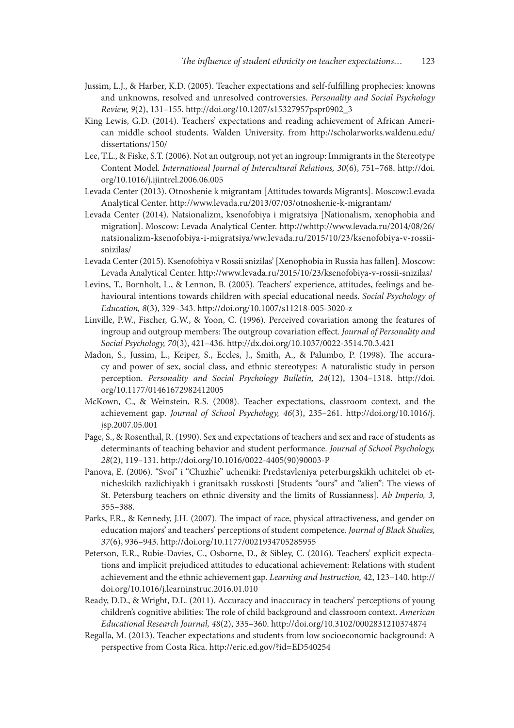Jussim, L.J., & Harber, K.D. (2005). Teacher expectations and self-fulfilling prophecies: knowns and unknowns, resolved and unresolved controversies. *Personality and Social Psychology Review, 9*(2), 131–155. http://doi.org/10.1207/s15327957pspr0902_3

King Lewis, G.D. (2014). Teachers' expectations and reading achievement of African American middle school students. Walden University. from http://scholarworks.waldenu.edu/dissertations/150/

Lee, T.L., & Fiske, S.T. (2006). Not an outgroup, not yet an ingroup: Immigrants in the Stereotype Content Model. *International Journal of Intercultural Relations, 30*(6), 751–768. http://doi.org/10.1016/j.ijintrel.2006.06.005

Levada Center (2013). Otnoshenie k migrantam [Attitudes towards Migrants]. Moscow:Levada Analytical Center. http://www.levada.ru/2013/07/03/otnoshenie-k-migrantam/

Levada Center (2014). Natsionalizm, ksenofobiya i migratsiya [Nationalism, xenophobia and migration]. Moscow: Levada Analytical Center. http://whttp://www.levada.ru/2014/08/26/natsionalizm-ksenofobiya-i-migratsiya/ww.levada.ru/2015/10/23/ksenofobiya-v-rossii-snizilas/

Levada Center (2015). Ksenofobiya v Rossii snizilas' [Xenophobia in Russia has fallen]. Moscow: Levada Analytical Center. http://www.levada.ru/2015/10/23/ksenofobiya-v-rossii-snizilas/

Levins, T., Bornholt, L., & Lennon, B. (2005). Teachers' experience, attitudes, feelings and behavioural intentions towards children with special educational needs. *Social Psychology of Education, 8*(3), 329–343. http://doi.org/10.1007/s11218-005-3020-z

Linville, P.W., Fischer, G.W., & Yoon, C. (1996). Perceived covariation among the features of ingroup and outgroup members: The outgroup covariation effect. *Journal of Personality and Social Psychology, 70*(3), 421–436. http://dx.doi.org/10.1037/0022-3514.70.3.421

Madon, S., Jussim, L., Keiper, S., Eccles, J., Smith, A., & Palumbo, P. (1998). The accuracy and power of sex, social class, and ethnic stereotypes: A naturalistic study in person perception. *Personality and Social Psychology Bulletin, 24*(12), 1304–1318. http://doi.org/10.1177/01461672982412005

McKown, C., & Weinstein, R.S. (2008). Teacher expectations, classroom context, and the achievement gap. *Journal of School Psychology, 46*(3), 235–261. http://doi.org/10.1016/j.jsp.2007.05.001

Page, S., & Rosenthal, R. (1990). Sex and expectations of teachers and sex and race of students as determinants of teaching behavior and student performance. *Journal of School Psychology, 28*(2), 119–131. http://doi.org/10.1016/0022-4405(90)90003-P

Panova, E. (2006). "Svoi" i "Chuzhie" ucheniki: Predstavleniya peterburgskikh uchitelei ob etnicheskikh razlichiyakh i granitsakh russkosti [Students "ours" and "alien": The views of St. Petersburg teachers on ethnic diversity and the limits of Russianness]. *Ab Imperio, 3,* 355–388.

Parks, F.R., & Kennedy, J.H. (2007). The impact of race, physical attractiveness, and gender on education majors' and teachers' perceptions of student competence. *Journal of Black Studies, 37*(6), 936–943. http://doi.org/10.1177/0021934705285955

Peterson, E.R., Rubie-Davies, C., Osborne, D., & Sibley, C. (2016). Teachers' explicit expectations and implicit prejudiced attitudes to educational achievement: Relations with student achievement and the ethnic achievement gap. *Learning and Instruction,* 42, 123–140. http://doi.org/10.1016/j.learninstruc.2016.01.010

Ready, D.D., & Wright, D.L. (2011). Accuracy and inaccuracy in teachers' perceptions of young children's cognitive abilities: The role of child background and classroom context. *American Educational Research Journal, 48*(2), 335–360. http://doi.org/10.3102/0002831210374874

Regalla, M. (2013). Teacher expectations and students from low socioeconomic background: A perspective from Costa Rica. http://eric.ed.gov/?id=ED540254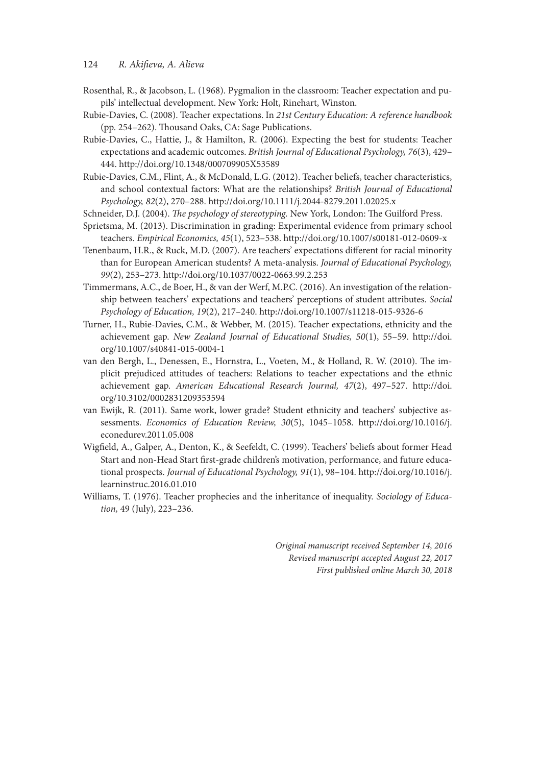Rosenthal, R., & Jacobson, L. (1968). Pygmalion in the classroom: Teacher expectation and pupils' intellectual development. New York: Holt, Rinehart, Winston.

Rubie-Davies, C. (2008). Teacher expectations. In *21st Century Education: A reference handbook* (pp. 254–262). Thousand Oaks, CA: Sage Publications.

Rubie-Davies, C., Hattie, J., & Hamilton, R. (2006). Expecting the best for students: Teacher expectations and academic outcomes. *British Journal of Educational Psychology, 76*(3), 429–444. http://doi.org/10.1348/000709905X53589

Rubie-Davies, C.M., Flint, A., & McDonald, L.G. (2012). Teacher beliefs, teacher characteristics, and school contextual factors: What are the relationships? *British Journal of Educational Psychology, 82*(2), 270–288. http://doi.org/10.1111/j.2044-8279.2011.02025.x

Schneider, D.J. (2004). *The psychology of stereotyping.* New York, London: The Guilford Press.

Sprietsma, M. (2013). Discrimination in grading: Experimental evidence from primary school teachers. *Empirical Economics, 45*(1), 523–538. http://doi.org/10.1007/s00181-012-0609-x

Tenenbaum, H.R., & Ruck, M.D. (2007). Are teachers' expectations different for racial minority than for European American students? A meta-analysis. *Journal of Educational Psychology, 99*(2), 253–273. http://doi.org/10.1037/0022-0663.99.2.253

Timmermans, A.C., de Boer, H., & van der Werf, M.P.C. (2016). An investigation of the relationship between teachers' expectations and teachers' perceptions of student attributes. *Social Psychology of Education, 19*(2), 217–240. http://doi.org/10.1007/s11218-015-9326-6

Turner, H., Rubie-Davies, C.M., & Webber, M. (2015). Teacher expectations, ethnicity and the achievement gap. *New Zealand Journal of Educational Studies, 50*(1), 55–59. http://doi.org/10.1007/s40841-015-0004-1

van den Bergh, L., Denessen, E., Hornstra, L., Voeten, M., & Holland, R. W. (2010). The implicit prejudiced attitudes of teachers: Relations to teacher expectations and the ethnic achievement gap. *American Educational Research Journal, 47*(2), 497–527. http://doi.org/10.3102/0002831209353594

van Ewijk, R. (2011). Same work, lower grade? Student ethnicity and teachers' subjective assessments. *Economics of Education Review, 30*(5), 1045–1058. http://doi.org/10.1016/j.econedurev.2011.05.008

Wigfield, A., Galper, A., Denton, K., & Seefeldt, C. (1999). Teachers' beliefs about former Head Start and non-Head Start first-grade children's motivation, performance, and future educational prospects. *Journal of Educational Psychology, 91*(1), 98–104. http://doi.org/10.1016/j.learninstruc.2016.01.010

Williams, T. (1976). Teacher prophecies and the inheritance of inequality. *Sociology of Education,* 49 (July), 223–236.

*Original manuscript received September 14, 2016*
*Revised manuscript accepted August 22, 2017*
*First published online March 30, 2018*